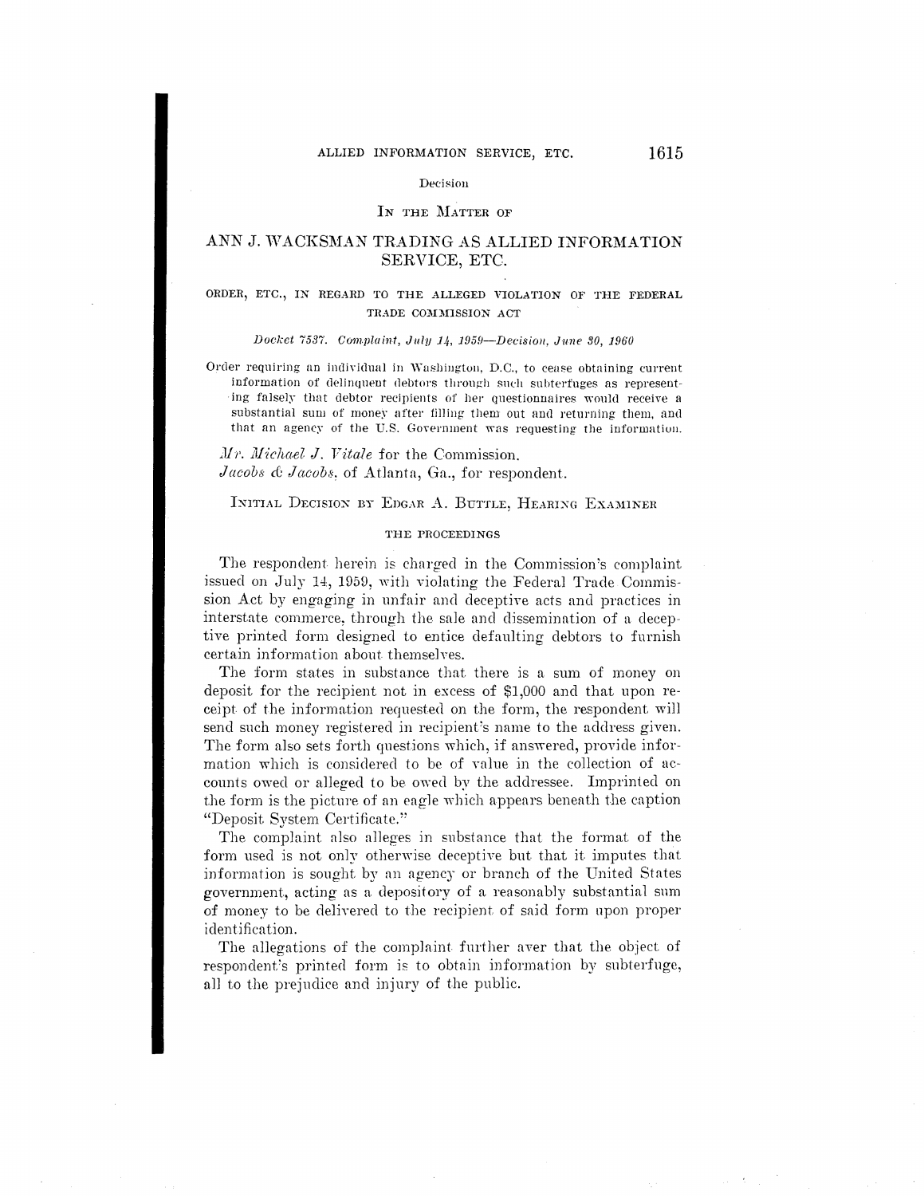Decision

# IN THE MATTER OF

# ANN J. WACKSMAN TRADING AS ALLIED INFORMATION SERVICE, ETC.

ORDER, ETC., IN REGARD TO THE ALLEGED VIOLATION OF THE FEDERAL TRADE COMMISSION ACT

*Docket 7537. Complaint, July 14, 1959—Decision, June 30, 1960*

Order requiring an individual in Washington, D.C., to cease obtaining current information of delinquent debtors through such subterfuges as representing falsely that debtor recipients of her questionnaires would receive a substantial sum of money after filling them out and returning them, and that an agency of the U.S. Government was requesting the information.

*Mr. Michael J. Vitale* for the Commission.
*Jacobs & Jacobs*, of Atlanta, Ga., for respondent.

## INITIAL DECISION BY EDGAR A. BUTTLE, HEARING EXAMINER

### THE PROCEEDINGS

The respondent herein is charged in the Commission's complaint issued on July 14, 1959, with violating the Federal Trade Commission Act by engaging in unfair and deceptive acts and practices in interstate commerce, through the sale and dissemination of a deceptive printed form designed to entice defaulting debtors to furnish certain information about themselves.

The form states in substance that there is a sum of money on deposit for the recipient not in excess of $1,000 and that upon receipt of the information requested on the form, the respondent will send such money registered in recipient's name to the address given. The form also sets forth questions which, if answered, provide information which is considered to be of value in the collection of accounts owed or alleged to be owed by the addressee. Imprinted on the form is the picture of an eagle which appears beneath the caption "Deposit System Certificate."

The complaint also alleges in substance that the format of the form used is not only otherwise deceptive but that it imputes that information is sought by an agency or branch of the United States government, acting as a depository of a reasonably substantial sum of money to be delivered to the recipient of said form upon proper identification.

The allegations of the complaint further aver that the object of respondent's printed form is to obtain information by subterfuge, all to the prejudice and injury of the public.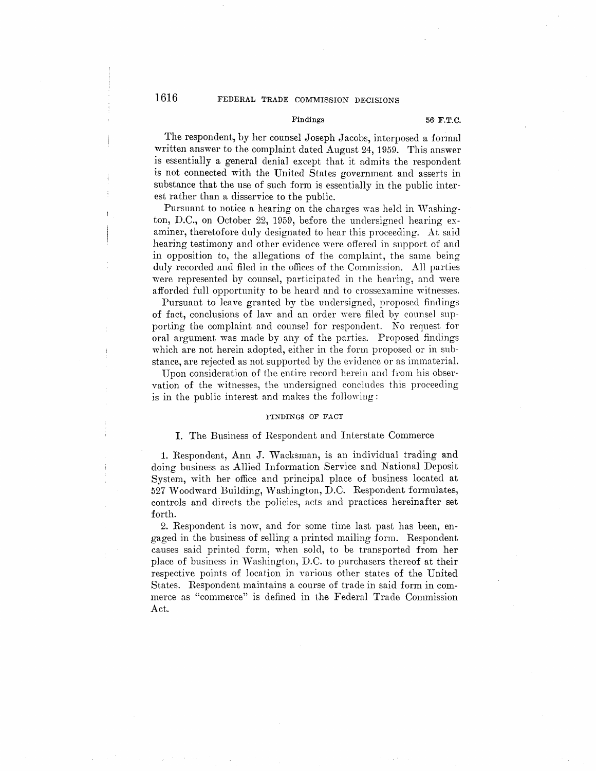The respondent, by her counsel Joseph Jacobs, interposed a formal written answer to the complaint dated August 24, 1959. This answer is essentially a general denial except that it admits the respondent is not connected with the United States government and asserts in substance that the use of such form is essentially in the public interest rather than a disservice to the public.

Pursuant to notice a hearing on the charges was held in Washington, D.C., on October 22, 1959, before the undersigned hearing examiner, theretofore duly designated to hear this proceeding. At said hearing testimony and other evidence were offered in support of and in opposition to, the allegations of the complaint, the same being duly recorded and filed in the offices of the Commission. All parties were represented by counsel, participated in the hearing, and were afforded full opportunity to be heard and to crossexamine witnesses.

Pursuant to leave granted by the undersigned, proposed findings of fact, conclusions of law and an order were filed by counsel supporting the complaint and counsel for respondent. No request for oral argument was made by any of the parties. Proposed findings which are not herein adopted, either in the form proposed or in substance, are rejected as not supported by the evidence or as immaterial.

Upon consideration of the entire record herein and from his observation of the witnesses, the undersigned concludes this proceeding is in the public interest and makes the following:

## FINDINGS OF FACT

### I. The Business of Respondent and Interstate Commerce

1. Respondent, Ann J. Wacksman, is an individual trading and doing business as Allied Information Service and National Deposit System, with her office and principal place of business located at 527 Woodward Building, Washington, D.C. Respondent formulates, controls and directs the policies, acts and practices hereinafter set forth.

2. Respondent is now, and for some time last past has been, engaged in the business of selling a printed mailing form. Respondent causes said printed form, when sold, to be transported from her place of business in Washington, D.C. to purchasers thereof at their respective points of location in various other states of the United States. Respondent maintains a course of trade in said form in commerce as "commerce" is defined in the Federal Trade Commission Act.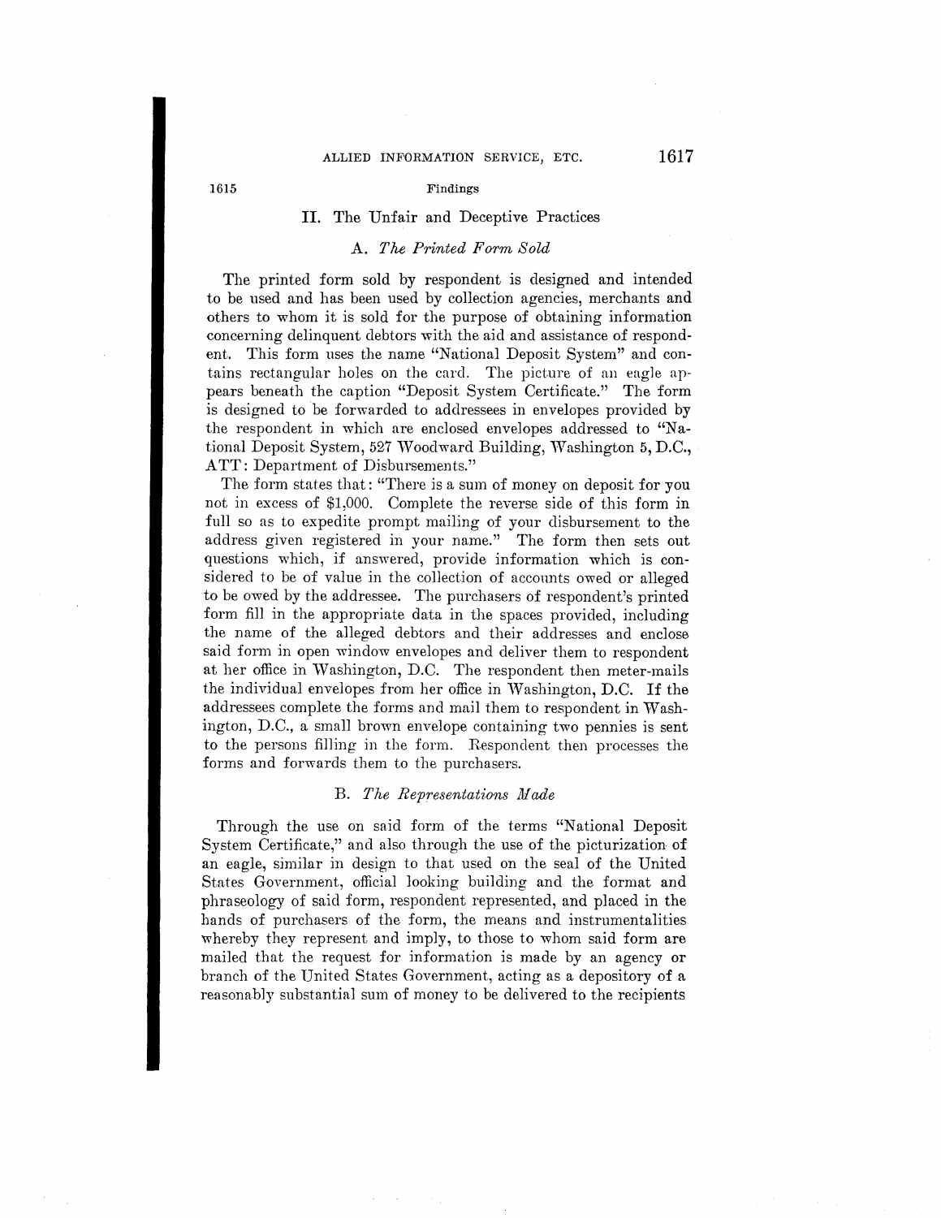## II. The Unfair and Deceptive Practices

### A. *The Printed Form Sold*

The printed form sold by respondent is designed and intended to be used and has been used by collection agencies, merchants and others to whom it is sold for the purpose of obtaining information concerning delinquent debtors with the aid and assistance of respondent. This form uses the name "National Deposit System" and contains rectangular holes on the card. The picture of an eagle appears beneath the caption "Deposit System Certificate." The form is designed to be forwarded to addressees in envelopes provided by the respondent in which are enclosed envelopes addressed to "National Deposit System, 527 Woodward Building, Washington 5, D.C., ATT: Department of Disbursements."

The form states that: "There is a sum of money on deposit for you not in excess of $1,000. Complete the reverse side of this form in full so as to expedite prompt mailing of your disbursement to the address given registered in your name." The form then sets out questions which, if answered, provide information which is considered to be of value in the collection of accounts owed or alleged to be owed by the addressee. The purchasers of respondent's printed form fill in the appropriate data in the spaces provided, including the name of the alleged debtors and their addresses and enclose said form in open window envelopes and deliver them to respondent at her office in Washington, D.C. The respondent then meter-mails the individual envelopes from her office in Washington, D.C. If the addressees complete the forms and mail them to respondent in Washington, D.C., a small brown envelope containing two pennies is sent to the persons filling in the form. Respondent then processes the forms and forwards them to the purchasers.

### B. *The Representations Made*

Through the use on said form of the terms "National Deposit System Certificate," and also through the use of the picturization of an eagle, similar in design to that used on the seal of the United States Government, official looking building and the format and phraseology of said form, respondent represented, and placed in the hands of purchasers of the form, the means and instrumentalities whereby they represent and imply, to those to whom said form are mailed that the request for information is made by an agency or branch of the United States Government, acting as a depository of a reasonably substantial sum of money to be delivered to the recipients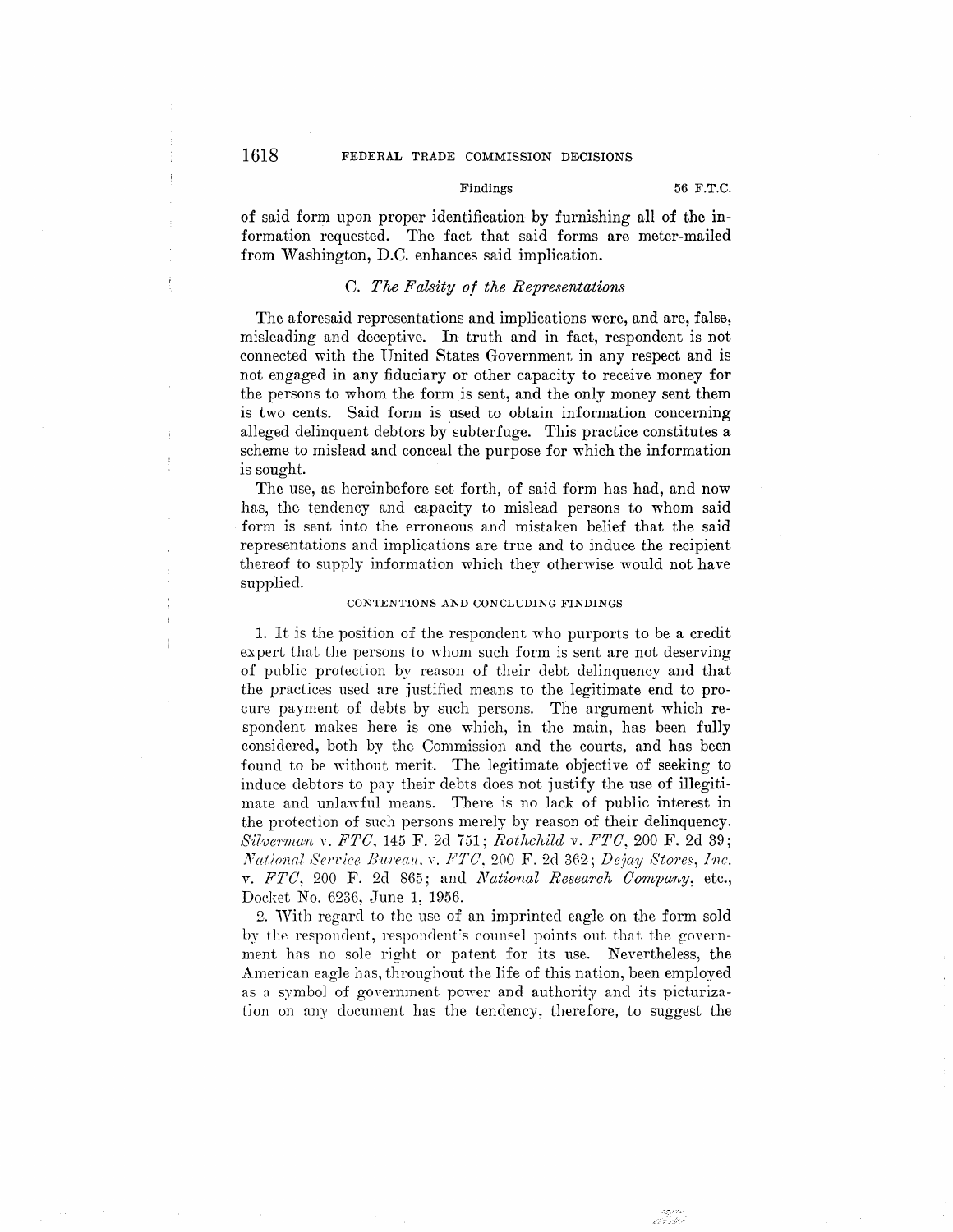of said form upon proper identification by furnishing all of the information requested. The fact that said forms are meter-mailed from Washington, D.C. enhances said implication.

### C. *The Falsity of the Representations*

The aforesaid representations and implications were, and are, false, misleading and deceptive. In truth and in fact, respondent is not connected with the United States Government in any respect and is not engaged in any fiduciary or other capacity to receive money for the persons to whom the form is sent, and the only money sent them is two cents. Said form is used to obtain information concerning alleged delinquent debtors by subterfuge. This practice constitutes a scheme to mislead and conceal the purpose for which the information is sought.

The use, as hereinbefore set forth, of said form has had, and now has, the tendency and capacity to mislead persons to whom said form is sent into the erroneous and mistaken belief that the said representations and implications are true and to induce the recipient thereof to supply information which they otherwise would not have supplied.

#### CONTENTIONS AND CONCLUDING FINDINGS

1. It is the position of the respondent who purports to be a credit expert that the persons to whom such form is sent are not deserving of public protection by reason of their debt delinquency and that the practices used are justified means to the legitimate end to procure payment of debts by such persons. The argument which respondent makes here is one which, in the main, has been fully considered, both by the Commission and the courts, and has been found to be without merit. The legitimate objective of seeking to induce debtors to pay their debts does not justify the use of illegitimate and unlawful means. There is no lack of public interest in the protection of such persons merely by reason of their delinquency. *Silverman* v. *FTC*, 145 F. 2d 751; *Rothchild* v. *FTC*, 200 F. 2d 39; *National Service Bureau*, v. *FTC*, 200 F. 2d 362; *Dejay Stores, Inc.* v. *FTC*, 200 F. 2d 865; and *National Research Company*, etc., Docket No. 6236, June 1, 1956.

2. With regard to the use of an imprinted eagle on the form sold by the respondent, respondent's counsel points out that the government has no sole right or patent for its use. Nevertheless, the American eagle has, throughout the life of this nation, been employed as a symbol of government power and authority and its picturization on any document has the tendency, therefore, to suggest the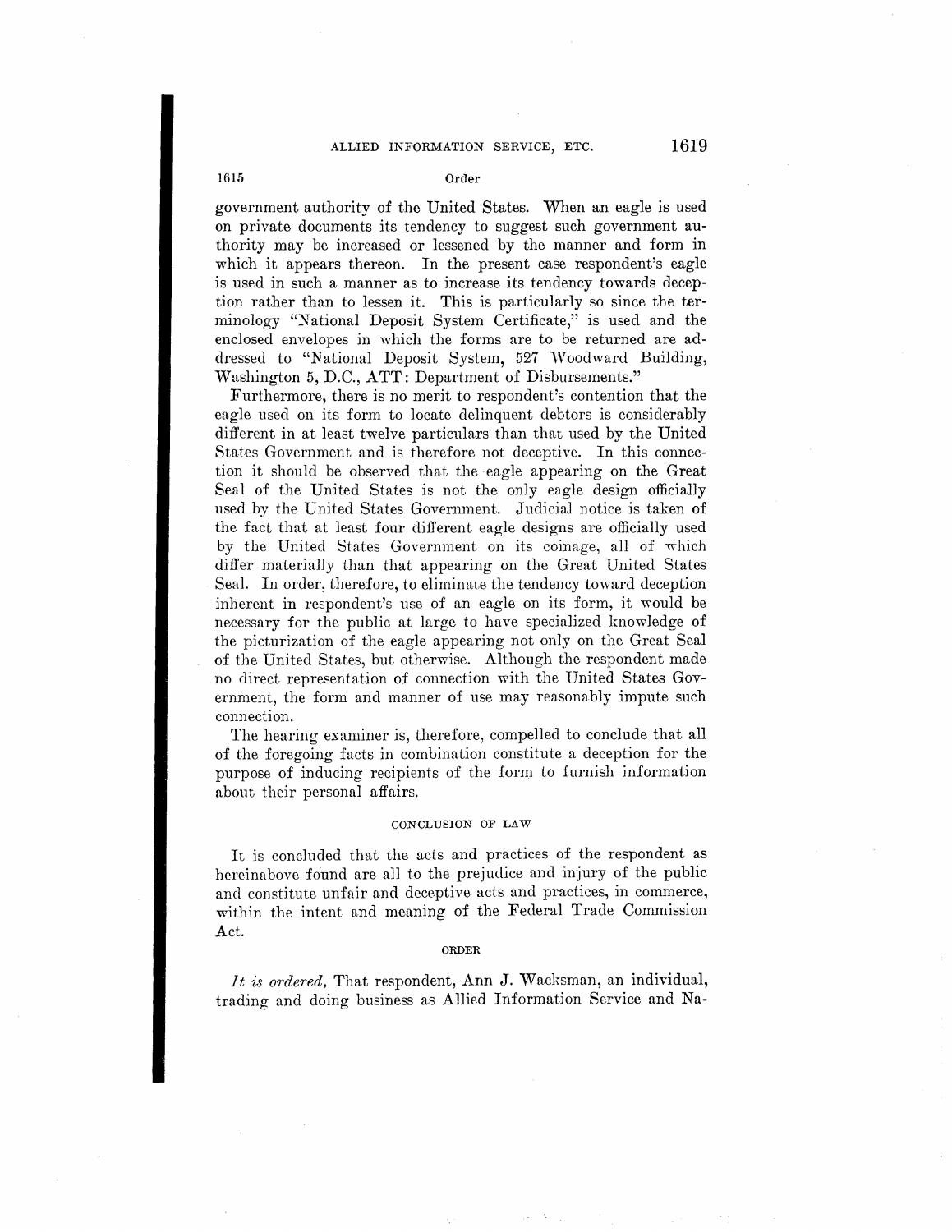government authority of the United States. When an eagle is used on private documents its tendency to suggest such government authority may be increased or lessened by the manner and form in which it appears thereon. In the present case respondent's eagle is used in such a manner as to increase its tendency towards deception rather than to lessen it. This is particularly so since the terminology "National Deposit System Certificate," is used and the enclosed envelopes in which the forms are to be returned are addressed to "National Deposit System, 527 Woodward Building, Washington 5, D.C., ATT: Department of Disbursements."

Furthermore, there is no merit to respondent's contention that the eagle used on its form to locate delinquent debtors is considerably different in at least twelve particulars than that used by the United States Government and is therefore not deceptive. In this connection it should be observed that the eagle appearing on the Great Seal of the United States is not the only eagle design officially used by the United States Government. Judicial notice is taken of the fact that at least four different eagle designs are officially used by the United States Government on its coinage, all of which differ materially than that appearing on the Great United States Seal. In order, therefore, to eliminate the tendency toward deception inherent in respondent's use of an eagle on its form, it would be necessary for the public at large to have specialized knowledge of the picturization of the eagle appearing not only on the Great Seal of the United States, but otherwise. Although the respondent made no direct representation of connection with the United States Government, the form and manner of use may reasonably impute such connection.

The hearing examiner is, therefore, compelled to conclude that all of the foregoing facts in combination constitute a deception for the purpose of inducing recipients of the form to furnish information about their personal affairs.

## CONCLUSION OF LAW

It is concluded that the acts and practices of the respondent as hereinabove found are all to the prejudice and injury of the public and constitute unfair and deceptive acts and practices, in commerce, within the intent and meaning of the Federal Trade Commission Act.

## ORDER

*It is ordered,* That respondent, Ann J. Wacksman, an individual, trading and doing business as Allied Information Service and Na-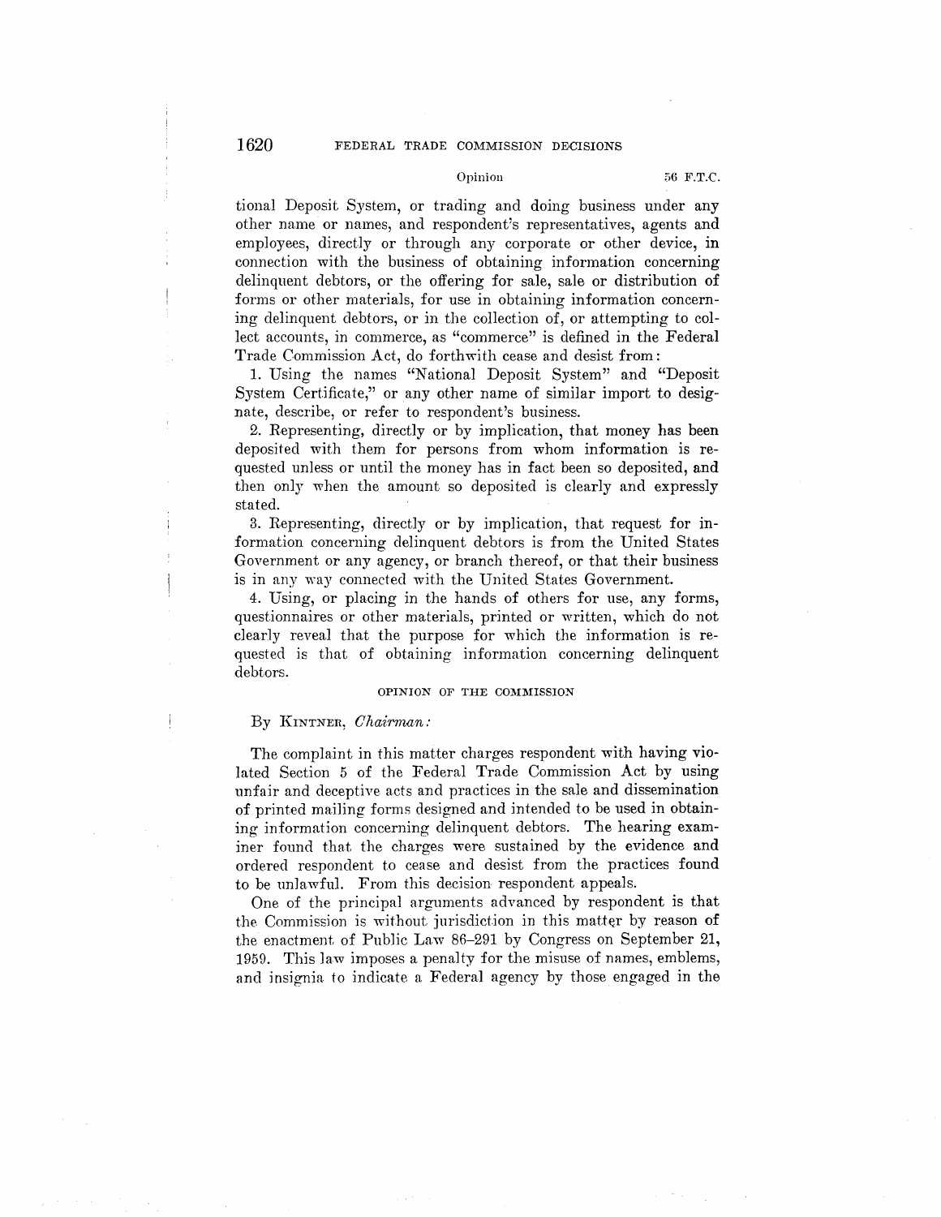tional Deposit System, or trading and doing business under any other name or names, and respondent's representatives, agents and employees, directly or through any corporate or other device, in connection with the business of obtaining information concerning delinquent debtors, or the offering for sale, sale or distribution of forms or other materials, for use in obtaining information concerning delinquent debtors, or in the collection of, or attempting to collect accounts, in commerce, as "commerce" is defined in the Federal Trade Commission Act, do forthwith cease and desist from:

1. Using the names "National Deposit System" and "Deposit System Certificate," or any other name of similar import to designate, describe, or refer to respondent's business.

2. Representing, directly or by implication, that money has been deposited with them for persons from whom information is requested unless or until the money has in fact been so deposited, and then only when the amount so deposited is clearly and expressly stated.

3. Representing, directly or by implication, that request for information concerning delinquent debtors is from the United States Government or any agency, or branch thereof, or that their business is in any way connected with the United States Government.

4. Using, or placing in the hands of others for use, any forms, questionnaires or other materials, printed or written, which do not clearly reveal that the purpose for which the information is requested is that of obtaining information concerning delinquent debtors.

## OPINION OF THE COMMISSION

By KINTNER, *Chairman:*

The complaint in this matter charges respondent with having violated Section 5 of the Federal Trade Commission Act by using unfair and deceptive acts and practices in the sale and dissemination of printed mailing forms designed and intended to be used in obtaining information concerning delinquent debtors. The hearing examiner found that the charges were sustained by the evidence and ordered respondent to cease and desist from the practices found to be unlawful. From this decision respondent appeals.

One of the principal arguments advanced by respondent is that the Commission is without jurisdiction in this matter by reason of the enactment of Public Law 86-291 by Congress on September 21, 1959. This law imposes a penalty for the misuse of names, emblems, and insignia to indicate a Federal agency by those engaged in the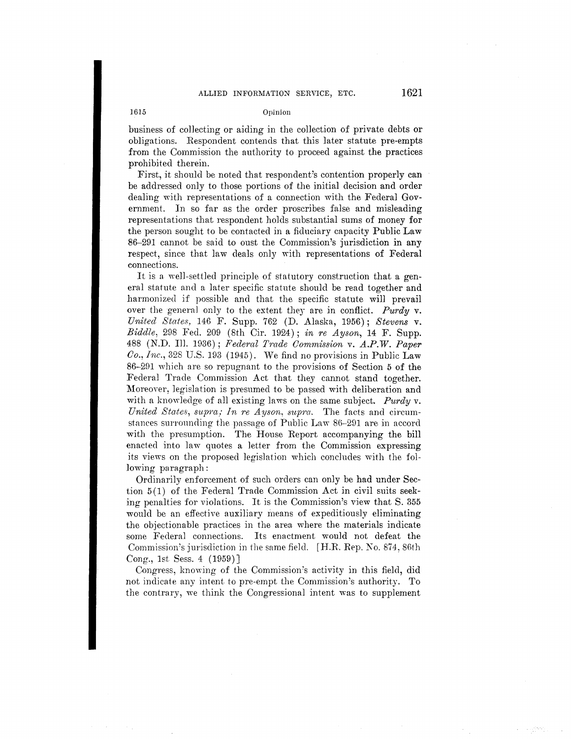business of collecting or aiding in the collection of private debts or obligations. Respondent contends that this later statute pre-empts from the Commission the authority to proceed against the practices prohibited therein.

First, it should be noted that respondent's contention properly can be addressed only to those portions of the initial decision and order dealing with representations of a connection with the Federal Government. In so far as the order proscribes false and misleading representations that respondent holds substantial sums of money for the person sought to be contacted in a fiduciary capacity Public Law 86–291 cannot be said to oust the Commission's jurisdiction in any respect, since that law deals only with representations of Federal connections.

It is a well-settled principle of statutory construction that a general statute and a later specific statute should be read together and harmonized if possible and that the specific statute will prevail over the general only to the extent they are in conflict. *Purdy* v. *United States*, 146 F. Supp. 762 (D. Alaska, 1956); *Stevens* v. *Biddle*, 298 Fed. 209 (8th Cir. 1924); *in re Ayson*, 14 F. Supp. 488 (N.D. Ill. 1936); *Federal Trade Commission* v. *A.P.W. Paper Co., Inc.*, 328 U.S. 193 (1945). We find no provisions in Public Law 86–291 which are so repugnant to the provisions of Section 5 of the Federal Trade Commission Act that they cannot stand together. Moreover, legislation is presumed to be passed with deliberation and with a knowledge of all existing laws on the same subject. *Purdy* v. *United States*, *supra; In re Ayson*, *supra*. The facts and circumstances surrounding the passage of Public Law 86–291 are in accord with the presumption. The House Report accompanying the bill enacted into law quotes a letter from the Commission expressing its views on the proposed legislation which concludes with the following paragraph:

Ordinarily enforcement of such orders can only be had under Section 5(1) of the Federal Trade Commission Act in civil suits seeking penalties for violations. It is the Commission's view that S. 355 would be an effective auxiliary means of expeditiously eliminating the objectionable practices in the area where the materials indicate some Federal connections. Its enactment would not defeat the Commission's jurisdiction in the same field. [H.R. Rep. No. 874, 86th Cong., 1st Sess. 4 (1959)]

Congress, knowing of the Commission's activity in this field, did not indicate any intent to pre-empt the Commission's authority. To the contrary, we think the Congressional intent was to supplement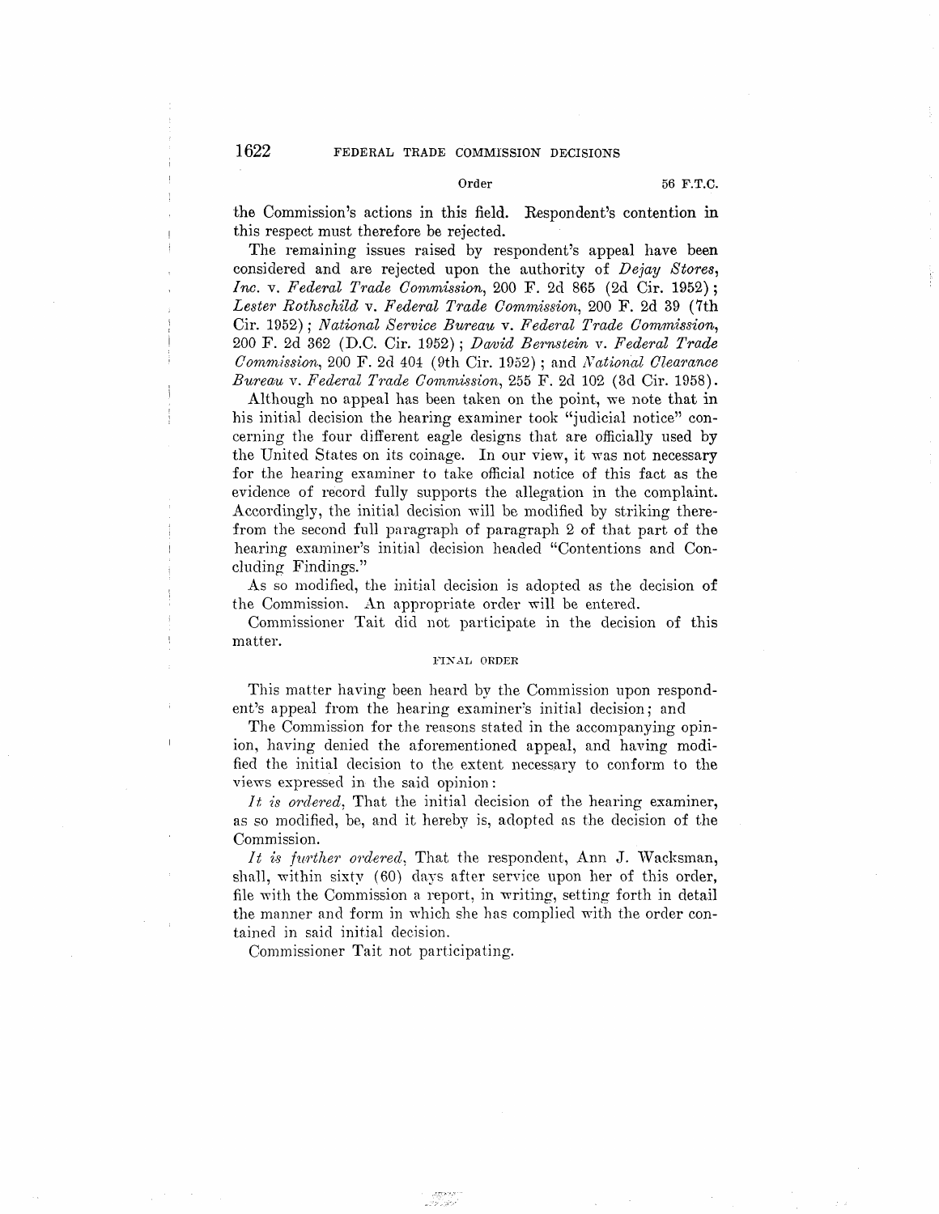the Commission's actions in this field. Respondent's contention in this respect must therefore be rejected.

The remaining issues raised by respondent's appeal have been considered and are rejected upon the authority of *Dejay Stores, Inc.* v. *Federal Trade Commission*, 200 F. 2d 865 (2d Cir. 1952); *Lester Rothschild* v. *Federal Trade Commission*, 200 F. 2d 39 (7th Cir. 1952); *National Service Bureau* v. *Federal Trade Commission*, 200 F. 2d 362 (D.C. Cir. 1952); *David Bernstein* v. *Federal Trade Commission*, 200 F. 2d 404 (9th Cir. 1952); and *National Clearance Bureau* v. *Federal Trade Commission*, 255 F. 2d 102 (3d Cir. 1958).

Although no appeal has been taken on the point, we note that in his initial decision the hearing examiner took "judicial notice" concerning the four different eagle designs that are officially used by the United States on its coinage. In our view, it was not necessary for the hearing examiner to take official notice of this fact as the evidence of record fully supports the allegation in the complaint. Accordingly, the initial decision will be modified by striking therefrom the second full paragraph of paragraph 2 of that part of the hearing examiner's initial decision headed "Contentions and Concluding Findings."

As so modified, the initial decision is adopted as the decision of the Commission. An appropriate order will be entered.

Commissioner Tait did not participate in the decision of this matter.

## FINAL ORDER

This matter having been heard by the Commission upon respondent's appeal from the hearing examiner's initial decision; and

The Commission for the reasons stated in the accompanying opinion, having denied the aforementioned appeal, and having modified the initial decision to the extent necessary to conform to the views expressed in the said opinion:

*It is ordered*, That the initial decision of the hearing examiner, as so modified, be, and it hereby is, adopted as the decision of the Commission.

*It is further ordered*, That the respondent, Ann J. Wacksman, shall, within sixty (60) days after service upon her of this order, file with the Commission a report, in writing, setting forth in detail the manner and form in which she has complied with the order contained in said initial decision.

Commissioner Tait not participating.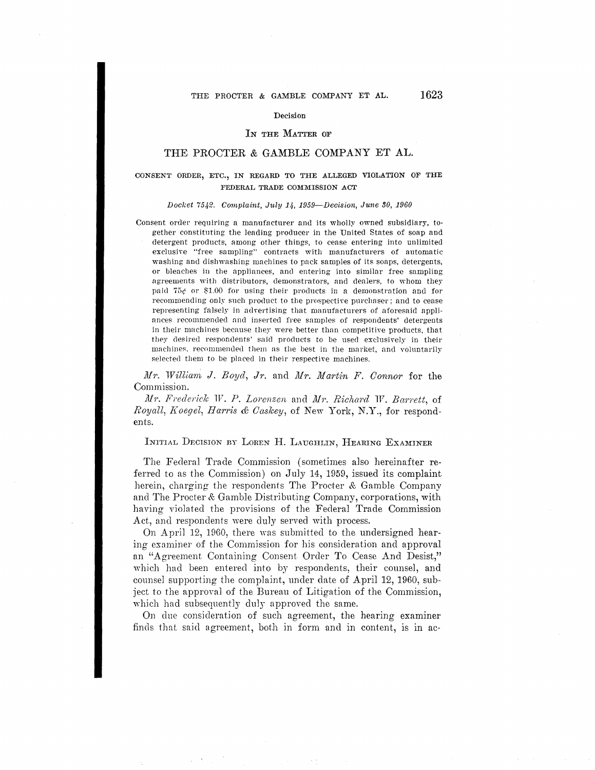Decision

IN THE MATTER OF

## THE PROCTER & GAMBLE COMPANY ET AL.

CONSENT ORDER, ETC., IN REGARD TO THE ALLEGED VIOLATION OF THE FEDERAL TRADE COMMISSION ACT

*Docket 7542. Complaint, July 14, 1959—Decision, June 30, 1960*

Consent order requiring a manufacturer and its wholly owned subsidiary, together constituting the leading producer in the United States of soap and detergent products, among other things, to cease entering into unlimited exclusive "free sampling" contracts with manufacturers of automatic washing and dishwashing machines to pack samples of its soaps, detergents, or bleaches in the appliances, and entering into similar free sampling agreements with distributors, demonstrators, and dealers, to whom they paid 75¢ or $1.00 for using their products in a demonstration and for recommending only such product to the prospective purchaser; and to cease representing falsely in advertising that manufacturers of aforesaid appliances recommended and inserted free samples of respondents' detergents in their machines because they were better than competitive products, that they desired respondents' said products to be used exclusively in their machines, recommended them as the best in the market, and voluntarily selected them to be placed in their respective machines.

*Mr. William J. Boyd, Jr.* and *Mr. Martin F. Connor* for the Commission.

*Mr. Frederick W. P. Lorenzen* and *Mr. Richard W. Barrett*, of *Royall, Koegel, Harris & Caskey*, of New York, N.Y., for respondents.

INITIAL DECISION BY LOREN H. LAUGHLIN, HEARING EXAMINER

The Federal Trade Commission (sometimes also hereinafter referred to as the Commission) on July 14, 1959, issued its complaint herein, charging the respondents The Procter & Gamble Company and The Procter & Gamble Distributing Company, corporations, with having violated the provisions of the Federal Trade Commission Act, and respondents were duly served with process.

On April 12, 1960, there was submitted to the undersigned hearing examiner of the Commission for his consideration and approval an "Agreement Containing Consent Order To Cease And Desist," which had been entered into by respondents, their counsel, and counsel supporting the complaint, under date of April 12, 1960, subject to the approval of the Bureau of Litigation of the Commission, which had subsequently duly approved the same.

On due consideration of such agreement, the hearing examiner finds that said agreement, both in form and in content, is in ac-